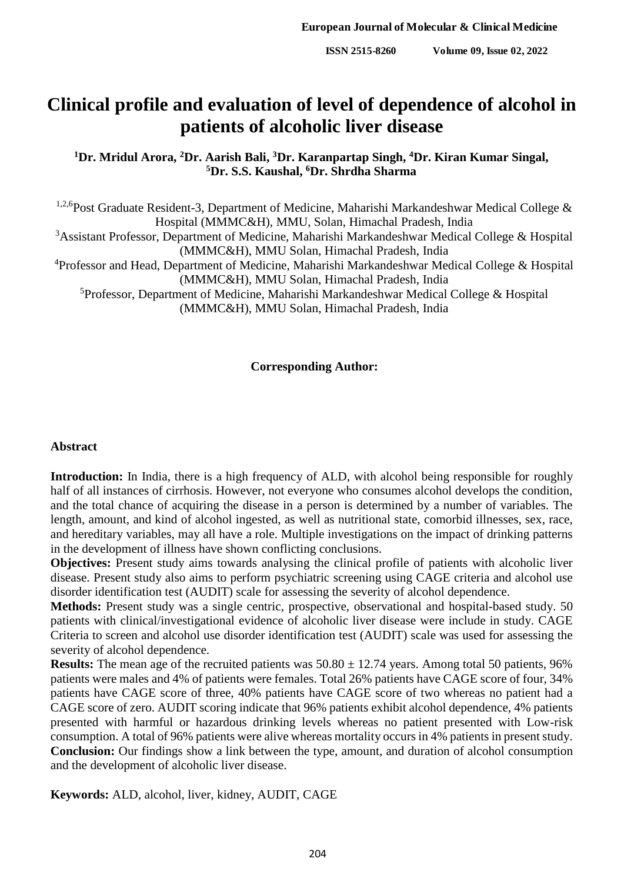# Clinical profile and evaluation of level of dependence of alcohol in patients of alcoholic liver disease

**[1]Dr. Mridul Arora, [2]Dr. Aarish Bali, [3]Dr. Karanpartap Singh, [4]Dr. Kiran Kumar Singal, [5]Dr. S.S. Kaushal, [6]Dr. Shrdha Sharma**

[1,2,6]Post Graduate Resident-3, Department of Medicine, Maharishi Markandeshwar Medical College & Hospital (MMMC&H), MMU, Solan, Himachal Pradesh, India

[3]Assistant Professor, Department of Medicine, Maharishi Markandeshwar Medical College & Hospital (MMMC&H), MMU Solan, Himachal Pradesh, India

[4]Professor and Head, Department of Medicine, Maharishi Markandeshwar Medical College & Hospital (MMMC&H), MMU Solan, Himachal Pradesh, India

[5]Professor, Department of Medicine, Maharishi Markandeshwar Medical College & Hospital (MMMC&H), MMU Solan, Himachal Pradesh, India

**Corresponding Author:**

## Abstract

**Introduction:** In India, there is a high frequency of ALD, with alcohol being responsible for roughly half of all instances of cirrhosis. However, not everyone who consumes alcohol develops the condition, and the total chance of acquiring the disease in a person is determined by a number of variables. The length, amount, and kind of alcohol ingested, as well as nutritional state, comorbid illnesses, sex, race, and hereditary variables, may all have a role. Multiple investigations on the impact of drinking patterns in the development of illness have shown conflicting conclusions.

**Objectives:** Present study aims towards analysing the clinical profile of patients with alcoholic liver disease. Present study also aims to perform psychiatric screening using CAGE criteria and alcohol use disorder identification test (AUDIT) scale for assessing the severity of alcohol dependence.

**Methods:** Present study was a single centric, prospective, observational and hospital-based study. 50 patients with clinical/investigational evidence of alcoholic liver disease were include in study. CAGE Criteria to screen and alcohol use disorder identification test (AUDIT) scale was used for assessing the severity of alcohol dependence.

**Results:** The mean age of the recruited patients was 50.80 ± 12.74 years. Among total 50 patients, 96% patients were males and 4% of patients were females. Total 26% patients have CAGE score of four, 34% patients have CAGE score of three, 40% patients have CAGE score of two whereas no patient had a CAGE score of zero. AUDIT scoring indicate that 96% patients exhibit alcohol dependence, 4% patients presented with harmful or hazardous drinking levels whereas no patient presented with Low-risk consumption. A total of 96% patients were alive whereas mortality occurs in 4% patients in present study.

**Conclusion:** Our findings show a link between the type, amount, and duration of alcohol consumption and the development of alcoholic liver disease.

**Keywords:** ALD, alcohol, liver, kidney, AUDIT, CAGE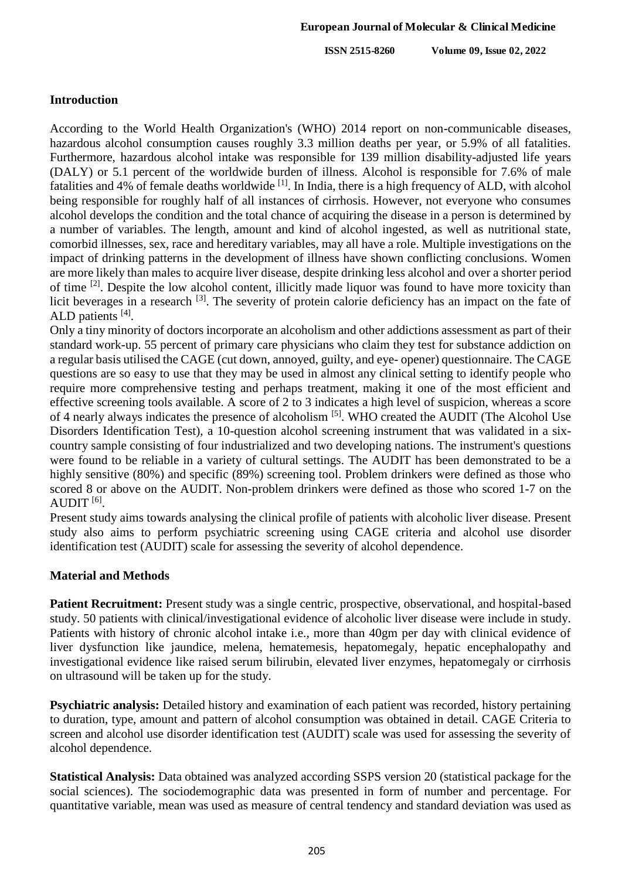## Introduction

According to the World Health Organization's (WHO) 2014 report on non-communicable diseases, hazardous alcohol consumption causes roughly 3.3 million deaths per year, or 5.9% of all fatalities. Furthermore, hazardous alcohol intake was responsible for 139 million disability-adjusted life years (DALY) or 5.1 percent of the worldwide burden of illness. Alcohol is responsible for 7.6% of male fatalities and 4% of female deaths worldwide [1]. In India, there is a high frequency of ALD, with alcohol being responsible for roughly half of all instances of cirrhosis. However, not everyone who consumes alcohol develops the condition and the total chance of acquiring the disease in a person is determined by a number of variables. The length, amount and kind of alcohol ingested, as well as nutritional state, comorbid illnesses, sex, race and hereditary variables, may all have a role. Multiple investigations on the impact of drinking patterns in the development of illness have shown conflicting conclusions. Women are more likely than males to acquire liver disease, despite drinking less alcohol and over a shorter period of time [2]. Despite the low alcohol content, illicitly made liquor was found to have more toxicity than licit beverages in a research [3]. The severity of protein calorie deficiency has an impact on the fate of ALD patients [4].

Only a tiny minority of doctors incorporate an alcoholism and other addictions assessment as part of their standard work-up. 55 percent of primary care physicians who claim they test for substance addiction on a regular basis utilised the CAGE (cut down, annoyed, guilty, and eye- opener) questionnaire. The CAGE questions are so easy to use that they may be used in almost any clinical setting to identify people who require more comprehensive testing and perhaps treatment, making it one of the most efficient and effective screening tools available. A score of 2 to 3 indicates a high level of suspicion, whereas a score of 4 nearly always indicates the presence of alcoholism [5]. WHO created the AUDIT (The Alcohol Use Disorders Identification Test), a 10-question alcohol screening instrument that was validated in a six-country sample consisting of four industrialized and two developing nations. The instrument's questions were found to be reliable in a variety of cultural settings. The AUDIT has been demonstrated to be a highly sensitive (80%) and specific (89%) screening tool. Problem drinkers were defined as those who scored 8 or above on the AUDIT. Non-problem drinkers were defined as those who scored 1-7 on the AUDIT [6].

Present study aims towards analysing the clinical profile of patients with alcoholic liver disease. Present study also aims to perform psychiatric screening using CAGE criteria and alcohol use disorder identification test (AUDIT) scale for assessing the severity of alcohol dependence.

## Material and Methods

**Patient Recruitment:** Present study was a single centric, prospective, observational, and hospital-based study. 50 patients with clinical/investigational evidence of alcoholic liver disease were include in study. Patients with history of chronic alcohol intake i.e., more than 40gm per day with clinical evidence of liver dysfunction like jaundice, melena, hematemesis, hepatomegaly, hepatic encephalopathy and investigational evidence like raised serum bilirubin, elevated liver enzymes, hepatomegaly or cirrhosis on ultrasound will be taken up for the study.

**Psychiatric analysis:** Detailed history and examination of each patient was recorded, history pertaining to duration, type, amount and pattern of alcohol consumption was obtained in detail. CAGE Criteria to screen and alcohol use disorder identification test (AUDIT) scale was used for assessing the severity of alcohol dependence.

**Statistical Analysis:** Data obtained was analyzed according SSPS version 20 (statistical package for the social sciences). The sociodemographic data was presented in form of number and percentage. For quantitative variable, mean was used as measure of central tendency and standard deviation was used as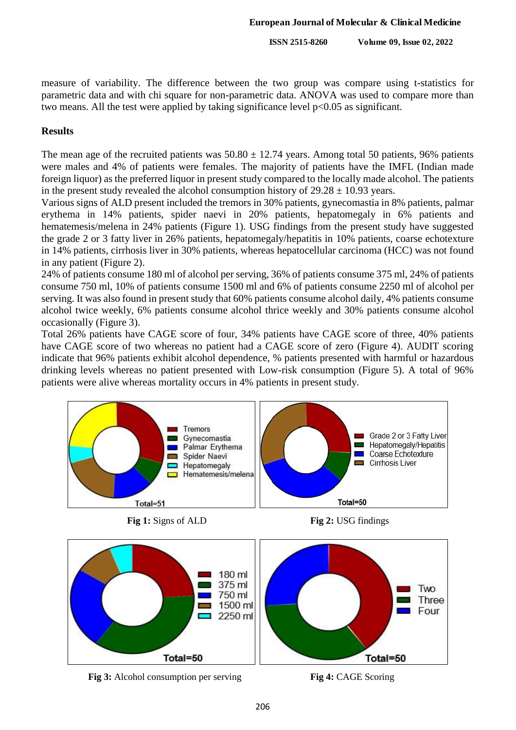measure of variability. The difference between the two group was compare using t-statistics for parametric data and with chi square for non-parametric data. ANOVA was used to compare more than two means. All the test were applied by taking significance level $p<0.05$ as significant.

## Results

The mean age of the recruited patients was $50.80 \pm 12.74$ years. Among total 50 patients, 96% patients were males and 4% of patients were females. The majority of patients have the IMFL (Indian made foreign liquor) as the preferred liquor in present study compared to the locally made alcohol. The patients in the present study revealed the alcohol consumption history of $29.28 \pm 10.93$ years.

Various signs of ALD present included the tremors in 30% patients, gynecomastia in 8% patients, palmar erythema in 14% patients, spider naevi in 20% patients, hepatomegaly in 6% patients and hematemesis/melena in 24% patients (Figure 1). USG findings from the present study have suggested the grade 2 or 3 fatty liver in 26% patients, hepatomegaly/hepatitis in 10% patients, coarse echotexture in 14% patients, cirrhosis liver in 30% patients, whereas hepatocellular carcinoma (HCC) was not found in any patient (Figure 2).

24% of patients consume 180 ml of alcohol per serving, 36% of patients consume 375 ml, 24% of patients consume 750 ml, 10% of patients consume 1500 ml and 6% of patients consume 2250 ml of alcohol per serving. It was also found in present study that 60% patients consume alcohol daily, 4% patients consume alcohol twice weekly, 6% patients consume alcohol thrice weekly and 30% patients consume alcohol occasionally (Figure 3).

Total 26% patients have CAGE score of four, 34% patients have CAGE score of three, 40% patients have CAGE score of two whereas no patient had a CAGE score of zero (Figure 4). AUDIT scoring indicate that 96% patients exhibit alcohol dependence, % patients presented with harmful or hazardous drinking levels whereas no patient presented with Low-risk consumption (Figure 5). A total of 96% patients were alive whereas mortality occurs in 4% patients in present study.

**Fig 1:** Signs of ALD

**Fig 2:** USG findings

**Fig 3:** Alcohol consumption per serving

**Fig 4:** CAGE Scoring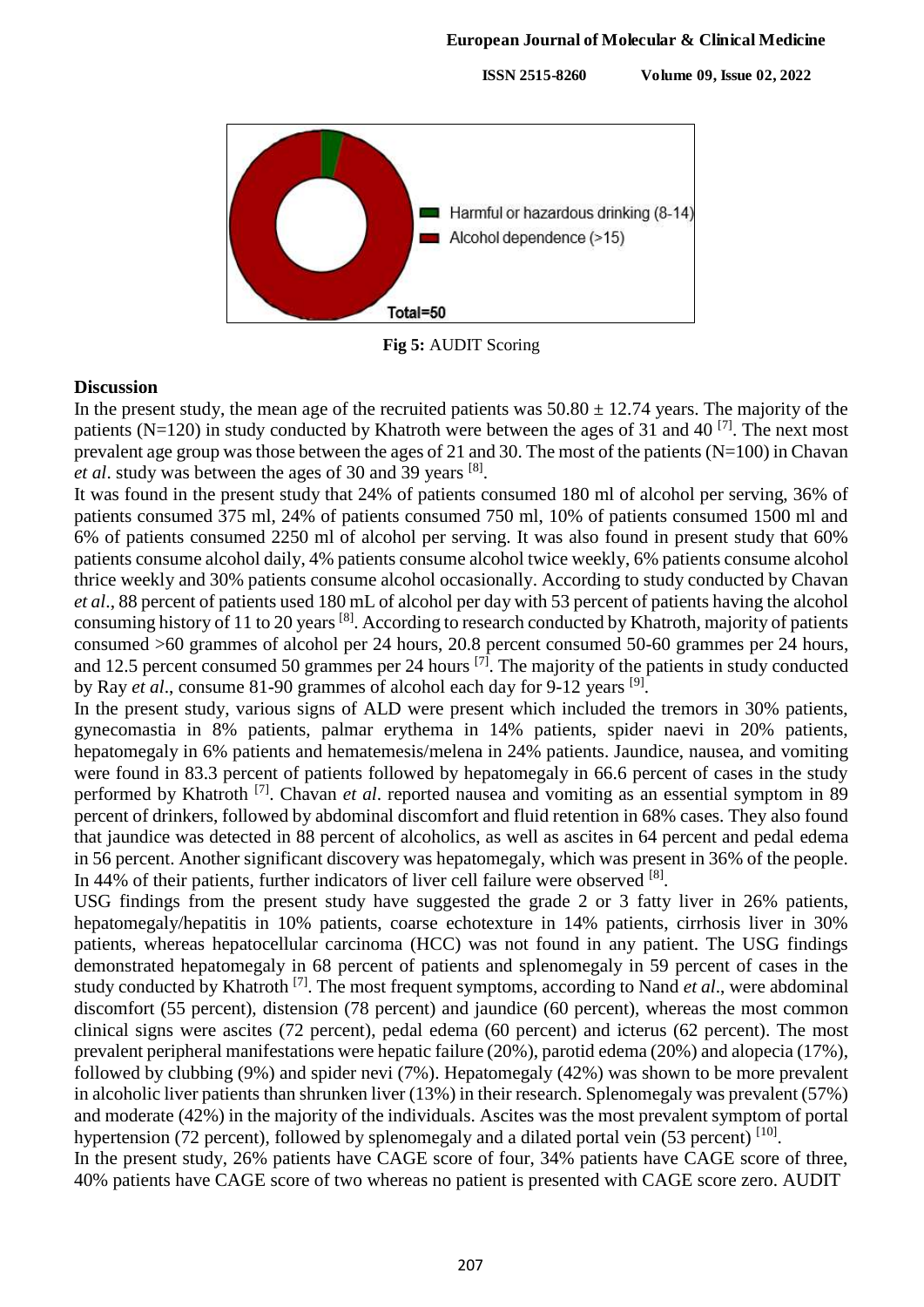Fig 5: AUDIT Scoring

## Discussion

In the present study, the mean age of the recruited patients was $50.80 \pm 12.74$ years. The majority of the patients (N=120) in study conducted by Khatroth were between the ages of 31 and 40 [7]. The next most prevalent age group was those between the ages of 21 and 30. The most of the patients (N=100) in Chavan *et al*. study was between the ages of 30 and 39 years [8].

It was found in the present study that 24% of patients consumed 180 ml of alcohol per serving, 36% of patients consumed 375 ml, 24% of patients consumed 750 ml, 10% of patients consumed 1500 ml and 6% of patients consumed 2250 ml of alcohol per serving. It was also found in present study that 60% patients consume alcohol daily, 4% patients consume alcohol twice weekly, 6% patients consume alcohol thrice weekly and 30% patients consume alcohol occasionally. According to study conducted by Chavan *et al*., 88 percent of patients used 180 mL of alcohol per day with 53 percent of patients having the alcohol consuming history of 11 to 20 years [8]. According to research conducted by Khatroth, majority of patients consumed >60 grammes of alcohol per 24 hours, 20.8 percent consumed 50-60 grammes per 24 hours, and 12.5 percent consumed 50 grammes per 24 hours [7]. The majority of the patients in study conducted by Ray *et al*., consume 81-90 grammes of alcohol each day for 9-12 years [9].

In the present study, various signs of ALD were present which included the tremors in 30% patients, gynecomastia in 8% patients, palmar erythema in 14% patients, spider naevi in 20% patients, hepatomegaly in 6% patients and hematemesis/melena in 24% patients. Jaundice, nausea, and vomiting were found in 83.3 percent of patients followed by hepatomegaly in 66.6 percent of cases in the study performed by Khatroth [7]. Chavan *et al*. reported nausea and vomiting as an essential symptom in 89 percent of drinkers, followed by abdominal discomfort and fluid retention in 68% cases. They also found that jaundice was detected in 88 percent of alcoholics, as well as ascites in 64 percent and pedal edema in 56 percent. Another significant discovery was hepatomegaly, which was present in 36% of the people. In 44% of their patients, further indicators of liver cell failure were observed [8].

USG findings from the present study have suggested the grade 2 or 3 fatty liver in 26% patients, hepatomegaly/hepatitis in 10% patients, coarse echotexture in 14% patients, cirrhosis liver in 30% patients, whereas hepatocellular carcinoma (HCC) was not found in any patient. The USG findings demonstrated hepatomegaly in 68 percent of patients and splenomegaly in 59 percent of cases in the study conducted by Khatroth [7]. The most frequent symptoms, according to Nand *et al*., were abdominal discomfort (55 percent), distension (78 percent) and jaundice (60 percent), whereas the most common clinical signs were ascites (72 percent), pedal edema (60 percent) and icterus (62 percent). The most prevalent peripheral manifestations were hepatic failure (20%), parotid edema (20%) and alopecia (17%), followed by clubbing (9%) and spider nevi (7%). Hepatomegaly (42%) was shown to be more prevalent in alcoholic liver patients than shrunken liver (13%) in their research. Splenomegaly was prevalent (57%) and moderate (42%) in the majority of the individuals. Ascites was the most prevalent symptom of portal hypertension (72 percent), followed by splenomegaly and a dilated portal vein (53 percent) [10].

In the present study, 26% patients have CAGE score of four, 34% patients have CAGE score of three, 40% patients have CAGE score of two whereas no patient is presented with CAGE score zero. AUDIT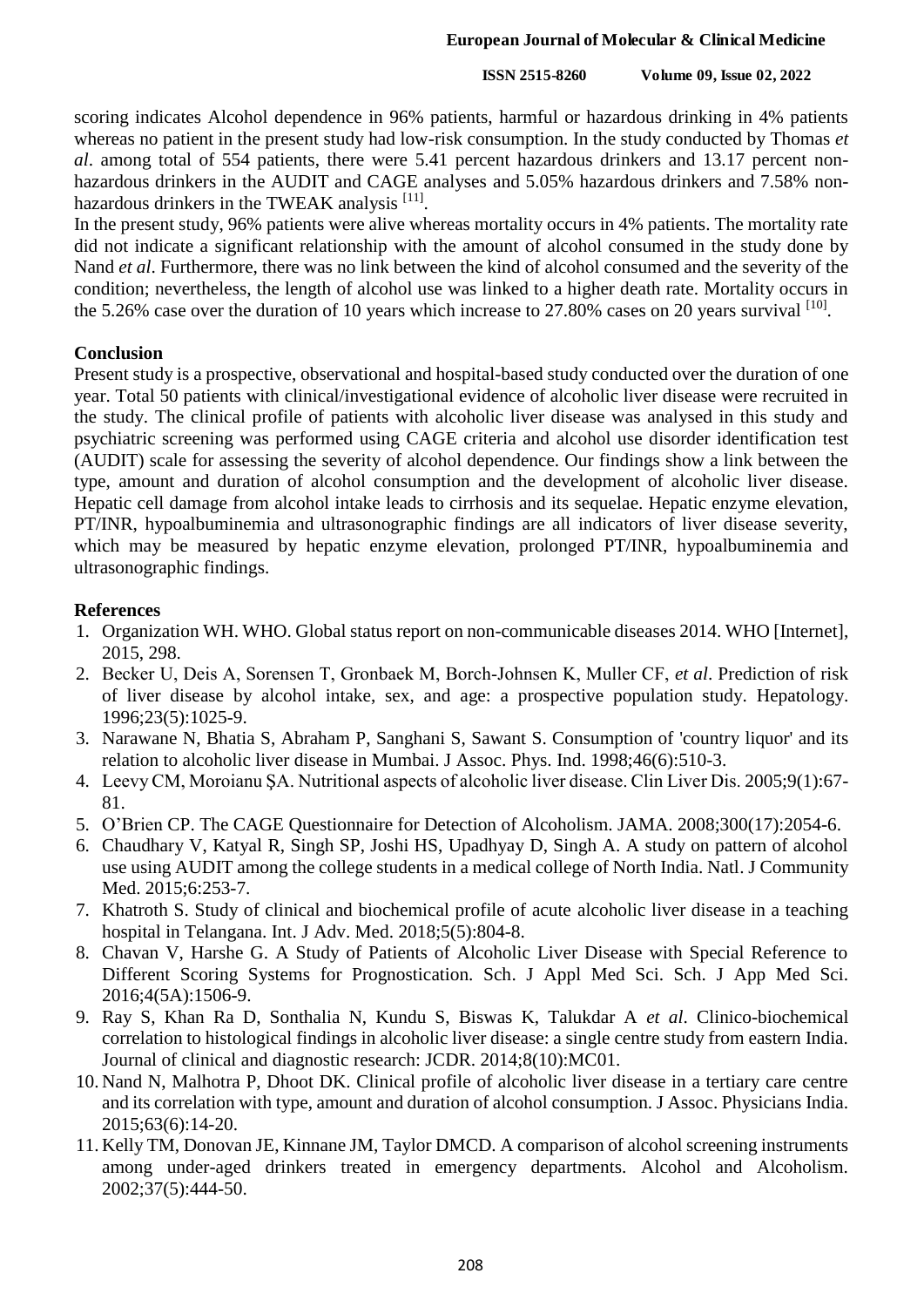scoring indicates Alcohol dependence in 96% patients, harmful or hazardous drinking in 4% patients whereas no patient in the present study had low-risk consumption. In the study conducted by Thomas *et al*. among total of 554 patients, there were 5.41 percent hazardous drinkers and 13.17 percent non-hazardous drinkers in the AUDIT and CAGE analyses and 5.05% hazardous drinkers and 7.58% non-hazardous drinkers in the TWEAK analysis [11].

In the present study, 96% patients were alive whereas mortality occurs in 4% patients. The mortality rate did not indicate a significant relationship with the amount of alcohol consumed in the study done by Nand *et al*. Furthermore, there was no link between the kind of alcohol consumed and the severity of the condition; nevertheless, the length of alcohol use was linked to a higher death rate. Mortality occurs in the 5.26% case over the duration of 10 years which increase to 27.80% cases on 20 years survival [10].

## Conclusion

Present study is a prospective, observational and hospital-based study conducted over the duration of one year. Total 50 patients with clinical/investigational evidence of alcoholic liver disease were recruited in the study. The clinical profile of patients with alcoholic liver disease was analysed in this study and psychiatric screening was performed using CAGE criteria and alcohol use disorder identification test (AUDIT) scale for assessing the severity of alcohol dependence. Our findings show a link between the type, amount and duration of alcohol consumption and the development of alcoholic liver disease. Hepatic cell damage from alcohol intake leads to cirrhosis and its sequelae. Hepatic enzyme elevation, PT/INR, hypoalbuminemia and ultrasonographic findings are all indicators of liver disease severity, which may be measured by hepatic enzyme elevation, prolonged PT/INR, hypoalbuminemia and ultrasonographic findings.

## References

1. Organization WH. WHO. Global status report on non-communicable diseases 2014. WHO [Internet], 2015, 298.
2. Becker U, Deis A, Sorensen T, Gronbaek M, Borch-Johnsen K, Muller CF, *et al*. Prediction of risk of liver disease by alcohol intake, sex, and age: a prospective population study. Hepatology. 1996;23(5):1025-9.
3. Narawane N, Bhatia S, Abraham P, Sanghani S, Sawant S. Consumption of 'country liquor' and its relation to alcoholic liver disease in Mumbai. J Assoc. Phys. Ind. 1998;46(6):510-3.
4. Leevy CM, Moroianu ŞA. Nutritional aspects of alcoholic liver disease. Clin Liver Dis. 2005;9(1):67-81.
5. O'Brien CP. The CAGE Questionnaire for Detection of Alcoholism. JAMA. 2008;300(17):2054-6.
6. Chaudhary V, Katyal R, Singh SP, Joshi HS, Upadhyay D, Singh A. A study on pattern of alcohol use using AUDIT among the college students in a medical college of North India. Natl. J Community Med. 2015;6:253-7.
7. Khatroth S. Study of clinical and biochemical profile of acute alcoholic liver disease in a teaching hospital in Telangana. Int. J Adv. Med. 2018;5(5):804-8.
8. Chavan V, Harshe G. A Study of Patients of Alcoholic Liver Disease with Special Reference to Different Scoring Systems for Prognostication. Sch. J Appl Med Sci. Sch. J App Med Sci. 2016;4(5A):1506-9.
9. Ray S, Khan Ra D, Sonthalia N, Kundu S, Biswas K, Talukdar A *et al*. Clinico-biochemical correlation to histological findings in alcoholic liver disease: a single centre study from eastern India. Journal of clinical and diagnostic research: JCDR. 2014;8(10):MC01.
10. Nand N, Malhotra P, Dhoot DK. Clinical profile of alcoholic liver disease in a tertiary care centre and its correlation with type, amount and duration of alcohol consumption. J Assoc. Physicians India. 2015;63(6):14-20.
11. Kelly TM, Donovan JE, Kinnane JM, Taylor DMCD. A comparison of alcohol screening instruments among under-aged drinkers treated in emergency departments. Alcohol and Alcoholism. 2002;37(5):444-50.